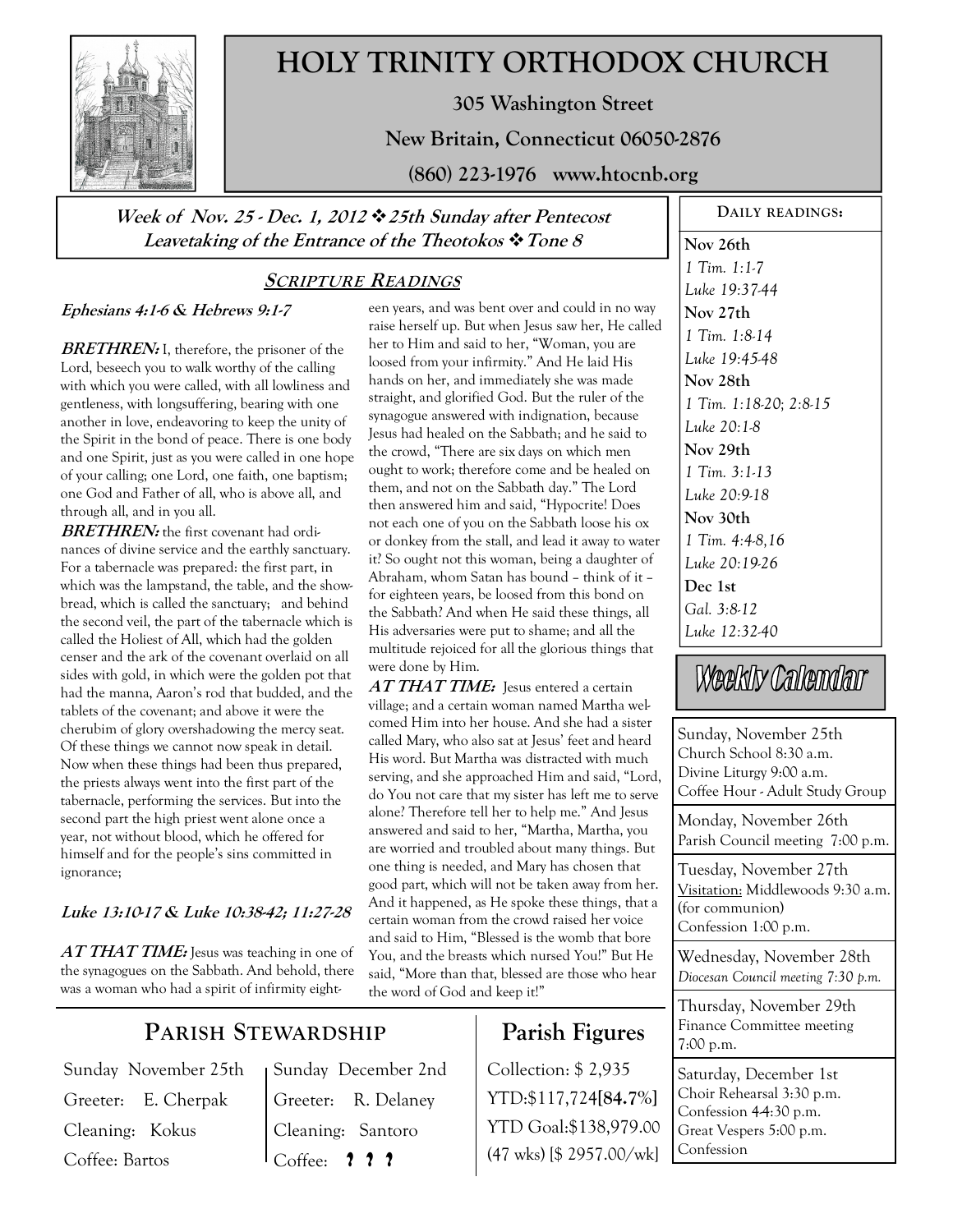# HOLY TRINITY ORTHODOX CHURCH

**305 Washington Street**

**New Britain, Connecticut 06050-2876**

**(860) 223-1976 www.htocnb.org**

***Week of Nov. 25 - Dec. 1, 2012 ❖ 25th Sunday after Pentecost***
***Leavetaking of the Entrance of the Theotokos ❖ Tone 8***

## SCRIPTURE READINGS

***Ephesians 4:1-6 & Hebrews 9:1-7***

***BRETHREN:*** I, therefore, the prisoner of the Lord, beseech you to walk worthy of the calling with which you were called, with all lowliness and gentleness, with longsuffering, bearing with one another in love, endeavoring to keep the unity of the Spirit in the bond of peace. There is one body and one Spirit, just as you were called in one hope of your calling; one Lord, one faith, one baptism; one God and Father of all, who is above all, and through all, and in you all.

***BRETHREN:*** the first covenant had ordinances of divine service and the earthly sanctuary. For a tabernacle was prepared: the first part, in which was the lampstand, the table, and the showbread, which is called the sanctuary; and behind the second veil, the part of the tabernacle which is called the Holiest of All, which had the golden censer and the ark of the covenant overlaid on all sides with gold, in which were the golden pot that had the manna, Aaron's rod that budded, and the tablets of the covenant; and above it were the cherubim of glory overshadowing the mercy seat. Of these things we cannot now speak in detail. Now when these things had been thus prepared, the priests always went into the first part of the tabernacle, performing the services. But into the second part the high priest went alone once a year, not without blood, which he offered for himself and for the people's sins committed in ignorance;

***Luke 13:10-17 & Luke 10:38-42; 11:27-28***

***AT THAT TIME:*** Jesus was teaching in one of the synagogues on the Sabbath. And behold, there was a woman who had a spirit of infirmity eighteen years, and was bent over and could in no way raise herself up. But when Jesus saw her, He called her to Him and said to her, "Woman, you are loosed from your infirmity." And He laid His hands on her, and immediately she was made straight, and glorified God. But the ruler of the synagogue answered with indignation, because Jesus had healed on the Sabbath; and he said to the crowd, "There are six days on which men ought to work; therefore come and be healed on them, and not on the Sabbath day." The Lord then answered him and said, "Hypocrite! Does not each one of you on the Sabbath loose his ox or donkey from the stall, and lead it away to water it? So ought not this woman, being a daughter of Abraham, whom Satan has bound – think of it – for eighteen years, be loosed from this bond on the Sabbath? And when He said these things, all His adversaries were put to shame; and all the multitude rejoiced for all the glorious things that were done by Him.

***AT THAT TIME:*** Jesus entered a certain village; and a certain woman named Martha welcomed Him into her house. And she had a sister called Mary, who also sat at Jesus' feet and heard His word. But Martha was distracted with much serving, and she approached Him and said, "Lord, do You not care that my sister has left me to serve alone? Therefore tell her to help me." And Jesus answered and said to her, "Martha, Martha, you are worried and troubled about many things. But one thing is needed, and Mary has chosen that good part, which will not be taken away from her. And it happened, as He spoke these things, that a certain woman from the crowd raised her voice and said to Him, "Blessed is the womb that bore You, and the breasts which nursed You!" But He said, "More than that, blessed are those who hear the word of God and keep it!"

## PARISH STEWARDSHIP

| Sunday November 25th | Sunday December 2nd |
|---|---|
| Greeter: E. Cherpak | Greeter: R. Delaney |
| Cleaning: Kokus | Cleaning: Santoro |
| Coffee: Bartos | Coffee: ? ? ? |

## Parish Figures

Collection: $ 2,935

YTD:$117,724[**84.7%**]

YTD Goal:$138,979.00

(47 wks) [$ 2957.00/wk]

## DAILY READINGS:

**Nov 26th**
*1 Tim. 1:1-7*
*Luke 19:37-44*

**Nov 27th**
*1 Tim. 1:8-14*
*Luke 19:45-48*

**Nov 28th**
*1 Tim. 1:18-20; 2:8-15*
*Luke 20:1-8*

**Nov 29th**
*1 Tim. 3:1-13*
*Luke 20:9-18*

**Nov 30th**
*1 Tim. 4:4-8,16*
*Luke 20:19-26*

**Dec 1st**
*Gal. 3:8-12*
*Luke 12:32-40*

## Weekly Calendar

**Sunday, November 25th**
Church School 8:30 a.m.
Divine Liturgy 9:00 a.m.
Coffee Hour - Adult Study Group

**Monday, November 26th**
Parish Council meeting 7:00 p.m.

**Tuesday, November 27th**
Visitation: Middlewoods 9:30 a.m. (for communion)
Confession 1:00 p.m.

**Wednesday, November 28th**
*Diocesan Council meeting 7:30 p.m.*

**Thursday, November 29th**
Finance Committee meeting 7:00 p.m.

**Saturday, December 1st**
Choir Rehearsal 3:30 p.m.
Confession 4-4:30 p.m.
Great Vespers 5:00 p.m.
Confession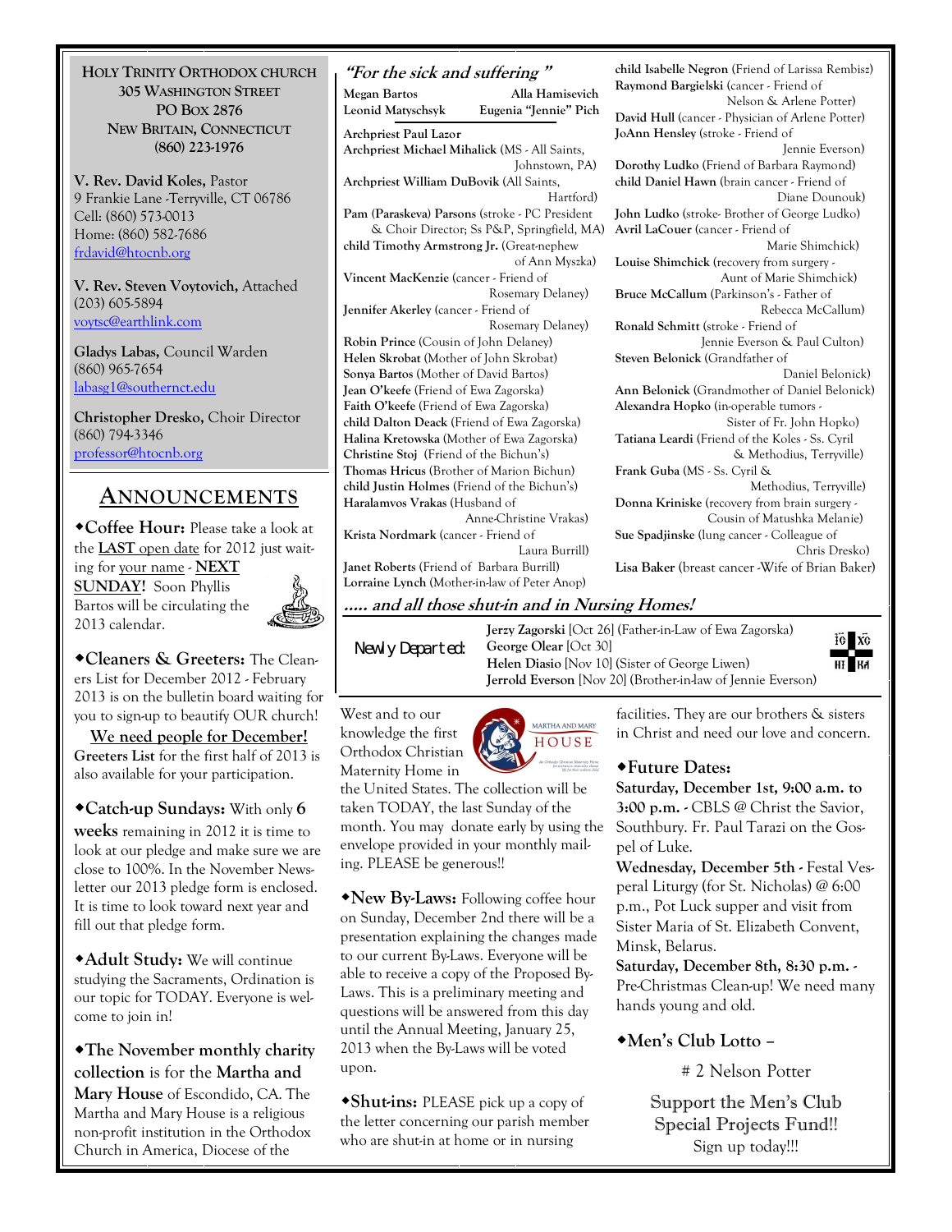**HOLY TRINITY ORTHODOX CHURCH**
**305 WASHINGTON STREET**
**PO BOX 2876**
**NEW BRITAIN, CONNECTICUT**
**(860) 223-1976**

**V. Rev. David Koles,** Pastor
9 Frankie Lane -Terryville, CT 06786
Cell: (860) 573-0013
Home: (860) 582-7686
frdavid@htocnb.org

**V. Rev. Steven Voytovich,** Attached
(203) 605-5894
voytsc@earthlink.com

**Gladys Labas,** Council Warden
(860) 965-7654
labasg1@southernct.edu

**Christopher Dresko,** Choir Director
(860) 794-3346
professor@htocnb.org

## ANNOUNCEMENTS

◆**Coffee Hour:** Please take a look at the **LAST** open date for 2012 just waiting for your name - **NEXT SUNDAY!** Soon Phyllis Bartos will be circulating the 2013 calendar.

◆**Cleaners & Greeters:** The Cleaners List for December 2012 - February 2013 is on the bulletin board waiting for you to sign-up to beautify OUR church! We need people for December! **Greeters List** for the first half of 2013 is also available for your participation.

◆**Catch-up Sundays:** With only **6 weeks** remaining in 2012 it is time to look at our pledge and make sure we are close to 100%. In the November Newsletter our 2013 pledge form is enclosed. It is time to look toward next year and fill out that pledge form.

◆**Adult Study:** We will continue studying the Sacraments, Ordination is our topic for TODAY. Everyone is welcome to join in!

◆**The November monthly charity collection** is for the **Martha and Mary House** of Escondido, CA. The Martha and Mary House is a religious non-profit institution in the Orthodox Church in America, Diocese of the West and to our knowledge the first Orthodox Christian Maternity Home in the United States. The collection will be taken TODAY, the last Sunday of the month. You may donate early by using the envelope provided in your monthly mailing. PLEASE be generous!!

◆**New By-Laws:** Following coffee hour on Sunday, December 2nd there will be a presentation explaining the changes made to our current By-Laws. Everyone will be able to receive a copy of the Proposed By-Laws. This is a preliminary meeting and questions will be answered from this day until the Annual Meeting, January 25, 2013 when the By-Laws will be voted upon.

◆**Shut-ins:** PLEASE pick up a copy of the letter concerning our parish member who are shut-in at home or in nursing facilities. They are our brothers & sisters in Christ and need our love and concern.

◆**Future Dates:**

**Saturday, December 1st, 9:00 a.m. to 3:00 p.m.** - CBLS @ Christ the Savior, Southbury. Fr. Paul Tarazi on the Gospel of Luke.

**Wednesday, December 5th** - Festal Vesperal Liturgy (for St. Nicholas) @ 6:00 p.m., Pot Luck supper and visit from Sister Maria of St. Elizabeth Convent, Minsk, Belarus.

**Saturday, December 8th, 8:30 p.m.** - Pre-Christmas Clean-up! We need many hands young and old.

◆**Men's Club Lotto** –

# 2 Nelson Potter

Support the Men's Club Special Projects Fund!!
Sign up today!!!

## *"For the sick and suffering"*

**Megan Bartos**
**Alla Hamisevich**
**Leonid Matyschsyk**
**Eugenia "Jennie" Pich**
**Archpriest Paul Lazor**
**Archpriest Michael Mihalick** (MS - All Saints, Johnstown, PA)
**Archpriest William DuBovik** (All Saints, Hartford)
**Pam (Paraskeva) Parsons** (stroke - PC President & Choir Director; Ss P&P, Springfield, MA)
**child Timothy Armstrong Jr.** (Great-nephew of Ann Myszka)
**Vincent MacKenzie** (cancer - Friend of Rosemary Delaney)
**Jennifer Akerley** (cancer - Friend of Rosemary Delaney)
**Robin Prince** (Cousin of John Delaney)
**Helen Skrobat** (Mother of John Skrobat)
**Sonya Bartos** (Mother of David Bartos)
**Jean O'keefe** (Friend of Ewa Zagorska)
**Faith O'keefe** (Friend of Ewa Zagorska)
**child Dalton Deack** (Friend of Ewa Zagorska)
**Halina Kretowska** (Mother of Ewa Zagorska)
**Christine Stoj** (Friend of the Bichun's)
**Thomas Hricus** (Brother of Marion Bichun)
**child Justin Holmes** (Friend of the Bichun's)
**Haralamvos Vrakas** (Husband of Anne-Christine Vrakas)
**Krista Nordmark** (cancer - Friend of Laura Burrill)
**Janet Roberts** (Friend of Barbara Burrill)
**Lorraine Lynch** (Mother-in-law of Peter Anop)
**child Isabelle Negron** (Friend of Larissa Rembisz)
**Raymond Bargielski** (cancer - Friend of Nelson & Arlene Potter)
**David Hull** (cancer - Physician of Arlene Potter)
**JoAnn Hensley** (stroke - Friend of Jennie Everson)
**Dorothy Ludko** (Friend of Barbara Raymond)
**child Daniel Hawn** (brain cancer - Friend of Diane Dounouk)
**John Ludko** (stroke- Brother of George Ludko)
**Avril LaCouer** (cancer - Friend of Marie Shimchick)
**Louise Shimchick** (recovery from surgery - Aunt of Marie Shimchick)
**Bruce McCallum** (Parkinson's - Father of Rebecca McCallum)
**Ronald Schmitt** (stroke - Friend of Jennie Everson & Paul Culton)
**Steven Belonick** (Grandfather of Daniel Belonick)
**Ann Belonick** (Grandmother of Daniel Belonick)
**Alexandra Hopko** (in-operable tumors - Sister of Fr. John Hopko)
**Tatiana Leardi** (Friend of the Koles - Ss. Cyril & Methodius, Terryville)
**Frank Guba** (MS - Ss. Cyril & Methodius, Terryville)
**Donna Kriniske** (recovery from brain surgery - Cousin of Matushka Melanie)
**Sue Spadjinske** (lung cancer - Colleague of Chris Dresko)
**Lisa Baker** (breast cancer -Wife of Brian Baker)

***..... and all those shut-in and in Nursing Homes!***

**Newly Departed:**
**Jerzy Zagorski** [Oct 26] (Father-in-Law of Ewa Zagorska)
**George Olear** [Oct 30]
**Helen Diasio** [Nov 10] (Sister of George Liwen)
**Jerrold Everson** [Nov 20] (Brother-in-law of Jennie Everson)